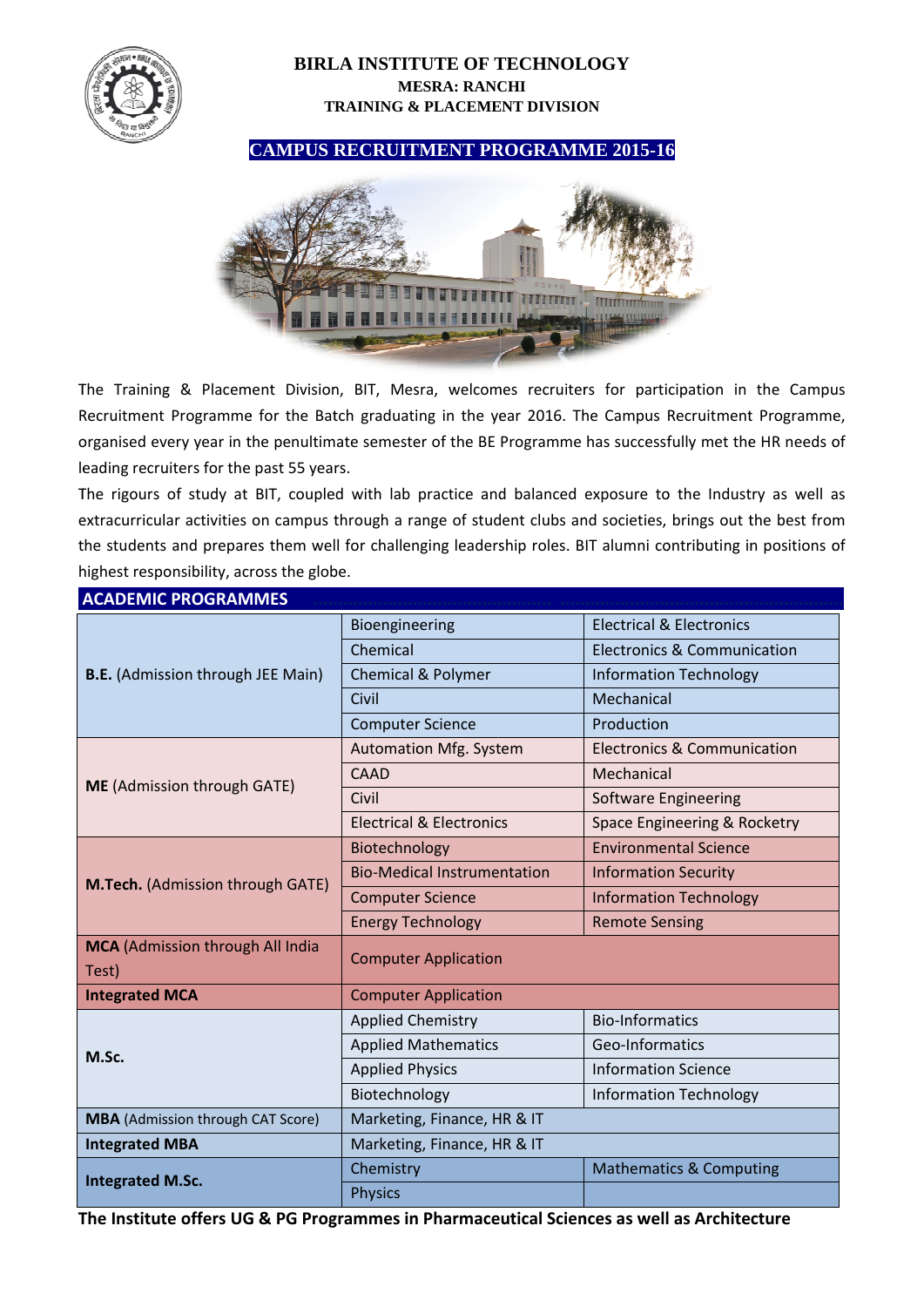# BIRLA INSTITUTE OF TECHNOLOGY

**MESRA: RANCHI**

**TRAINING & PLACEMENT DIVISION**

## CAMPUS RECRUITMENT PROGRAMME 2015-16

The Training & Placement Division, BIT, Mesra, welcomes recruiters for participation in the Campus Recruitment Programme for the Batch graduating in the year 2016. The Campus Recruitment Programme, organised every year in the penultimate semester of the BE Programme has successfully met the HR needs of leading recruiters for the past 55 years.

The rigours of study at BIT, coupled with lab practice and balanced exposure to the Industry as well as extracurricular activities on campus through a range of student clubs and societies, brings out the best from the students and prepares them well for challenging leadership roles. BIT alumni contributing in positions of highest responsibility, across the globe.

## ACADEMIC PROGRAMMES

| Programme | | |
|---|---|---|
| **B.E.** (Admission through JEE Main) | Bioengineering | Electrical & Electronics |
| | Chemical | Electronics & Communication |
| | Chemical & Polymer | Information Technology |
| | Civil | Mechanical |
| | Computer Science | Production |
| **ME** (Admission through GATE) | Automation Mfg. System | Electronics & Communication |
| | CAAD | Mechanical |
| | Civil | Software Engineering |
| | Electrical & Electronics | Space Engineering & Rocketry |
| **M.Tech.** (Admission through GATE) | Biotechnology | Environmental Science |
| | Bio-Medical Instrumentation | Information Security |
| | Computer Science | Information Technology |
| | Energy Technology | Remote Sensing |
| **MCA** (Admission through All India Test) | Computer Application | |
| **Integrated MCA** | Computer Application | |
| **M.Sc.** | Applied Chemistry | Bio-Informatics |
| | Applied Mathematics | Geo-Informatics |
| | Applied Physics | Information Science |
| | Biotechnology | Information Technology |
| **MBA** (Admission through CAT Score) | Marketing, Finance, HR & IT | |
| **Integrated MBA** | Marketing, Finance, HR & IT | |
| **Integrated M.Sc.** | Chemistry | Mathematics & Computing |
| | Physics | |

**The Institute offers UG & PG Programmes in Pharmaceutical Sciences as well as Architecture**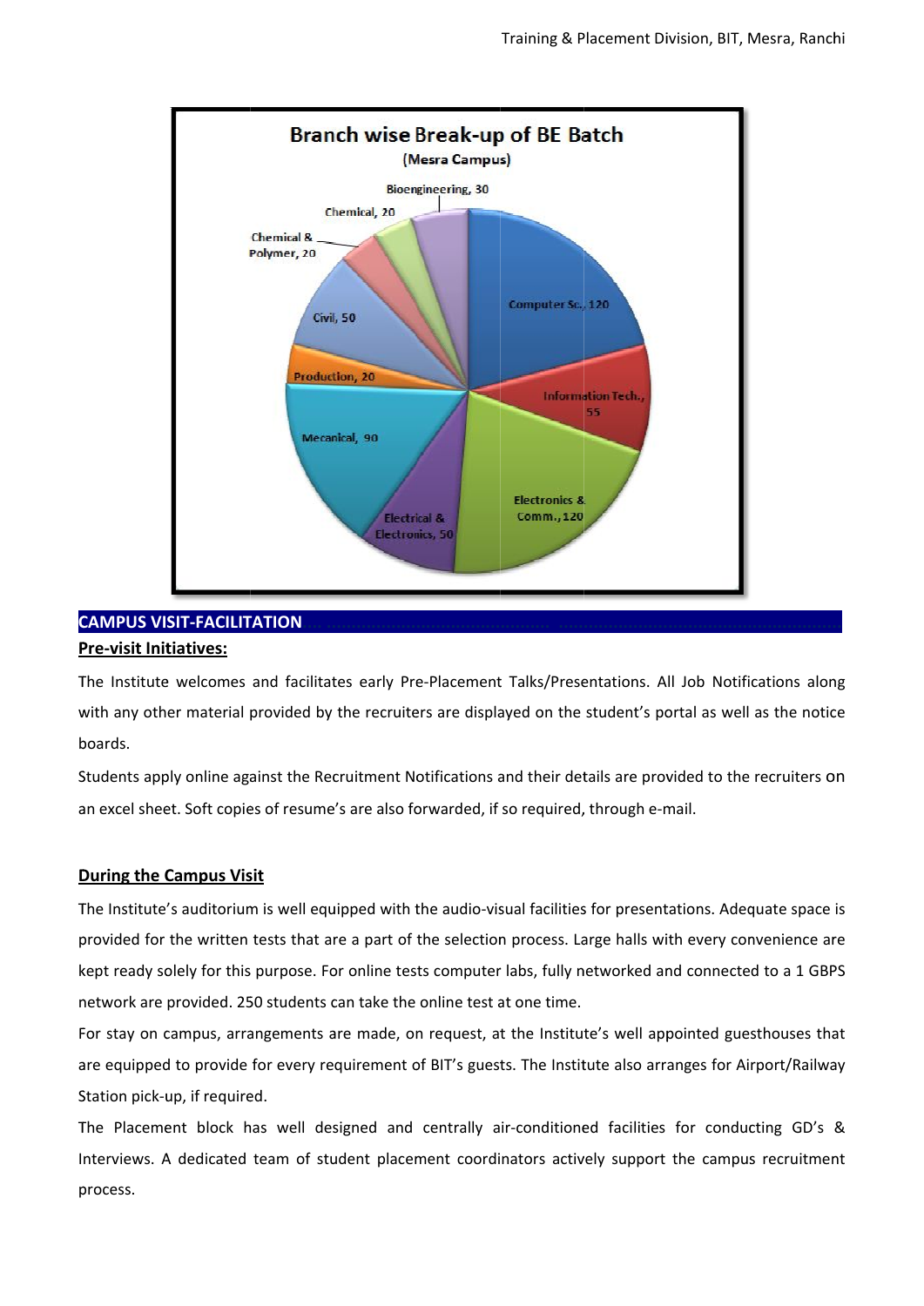**Branch wise Break-up of BE Batch**
**(Mesra Campus)**

| Branch | Number |
| --- | --- |
| Computer Sc. | 120 |
| Information Tech. | 55 |
| Electronics & Comm. | 120 |
| Electrical & Electronics | 50 |
| Mecanical | 90 |
| Production | 20 |
| Civil | 50 |
| Chemical & Polymer | 20 |
| Chemical | 20 |
| Bioengineering | 30 |

## CAMPUS VISIT-FACILITATION

### Pre-visit Initiatives:

The Institute welcomes and facilitates early Pre-Placement Talks/Presentations. All Job Notifications along with any other material provided by the recruiters are displayed on the student's portal as well as the notice boards.

Students apply online against the Recruitment Notifications and their details are provided to the recruiters on an excel sheet. Soft copies of resume's are also forwarded, if so required, through e-mail.

### During the Campus Visit

The Institute's auditorium is well equipped with the audio-visual facilities for presentations. Adequate space is provided for the written tests that are a part of the selection process. Large halls with every convenience are kept ready solely for this purpose. For online tests computer labs, fully networked and connected to a 1 GBPS network are provided. 250 students can take the online test at one time.

For stay on campus, arrangements are made, on request, at the Institute's well appointed guesthouses that are equipped to provide for every requirement of BIT's guests. The Institute also arranges for Airport/Railway Station pick-up, if required.

The Placement block has well designed and centrally air-conditioned facilities for conducting GD's & Interviews. A dedicated team of student placement coordinators actively support the campus recruitment process.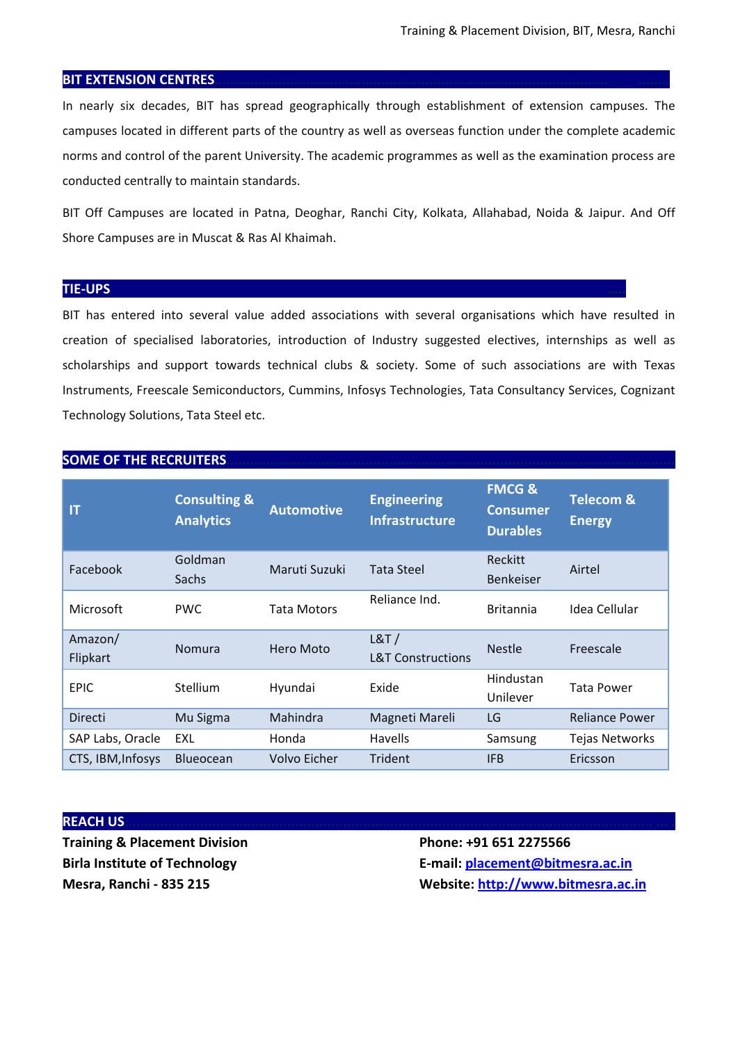## BIT EXTENSION CENTRES

In nearly six decades, BIT has spread geographically through establishment of extension campuses. The campuses located in different parts of the country as well as overseas function under the complete academic norms and control of the parent University. The academic programmes as well as the examination process are conducted centrally to maintain standards.

BIT Off Campuses are located in Patna, Deoghar, Ranchi City, Kolkata, Allahabad, Noida & Jaipur. And Off Shore Campuses are in Muscat & Ras Al Khaimah.

## TIE-UPS

BIT has entered into several value added associations with several organisations which have resulted in creation of specialised laboratories, introduction of Industry suggested electives, internships as well as scholarships and support towards technical clubs & society. Some of such associations are with Texas Instruments, Freescale Semiconductors, Cummins, Infosys Technologies, Tata Consultancy Services, Cognizant Technology Solutions, Tata Steel etc.

## SOME OF THE RECRUITERS

| IT | Consulting & Analytics | Automotive | Engineering Infrastructure | FMCG & Consumer Durables | Telecom & Energy |
|---|---|---|---|---|---|
| Facebook | Goldman Sachs | Maruti Suzuki | Tata Steel | Reckitt Benkeiser | Airtel |
| Microsoft | PWC | Tata Motors | Reliance Ind. | Britannia | Idea Cellular |
| Amazon/ Flipkart | Nomura | Hero Moto | L&T / L&T Constructions | Nestle | Freescale |
| EPIC | Stellium | Hyundai | Exide | Hindustan Unilever | Tata Power |
| Directi | Mu Sigma | Mahindra | Magneti Mareli | LG | Reliance Power |
| SAP Labs, Oracle | EXL | Honda | Havells | Samsung | Tejas Networks |
| CTS, IBM,Infosys | Blueocean | Volvo Eicher | Trident | IFB | Ericsson |

## REACH US

**Training & Placement Division**
**Birla Institute of Technology**
**Mesra, Ranchi - 835 215**

**Phone: +91 651 2275566**
**E-mail: placement@bitmesra.ac.in**
**Website: http://www.bitmesra.ac.in**